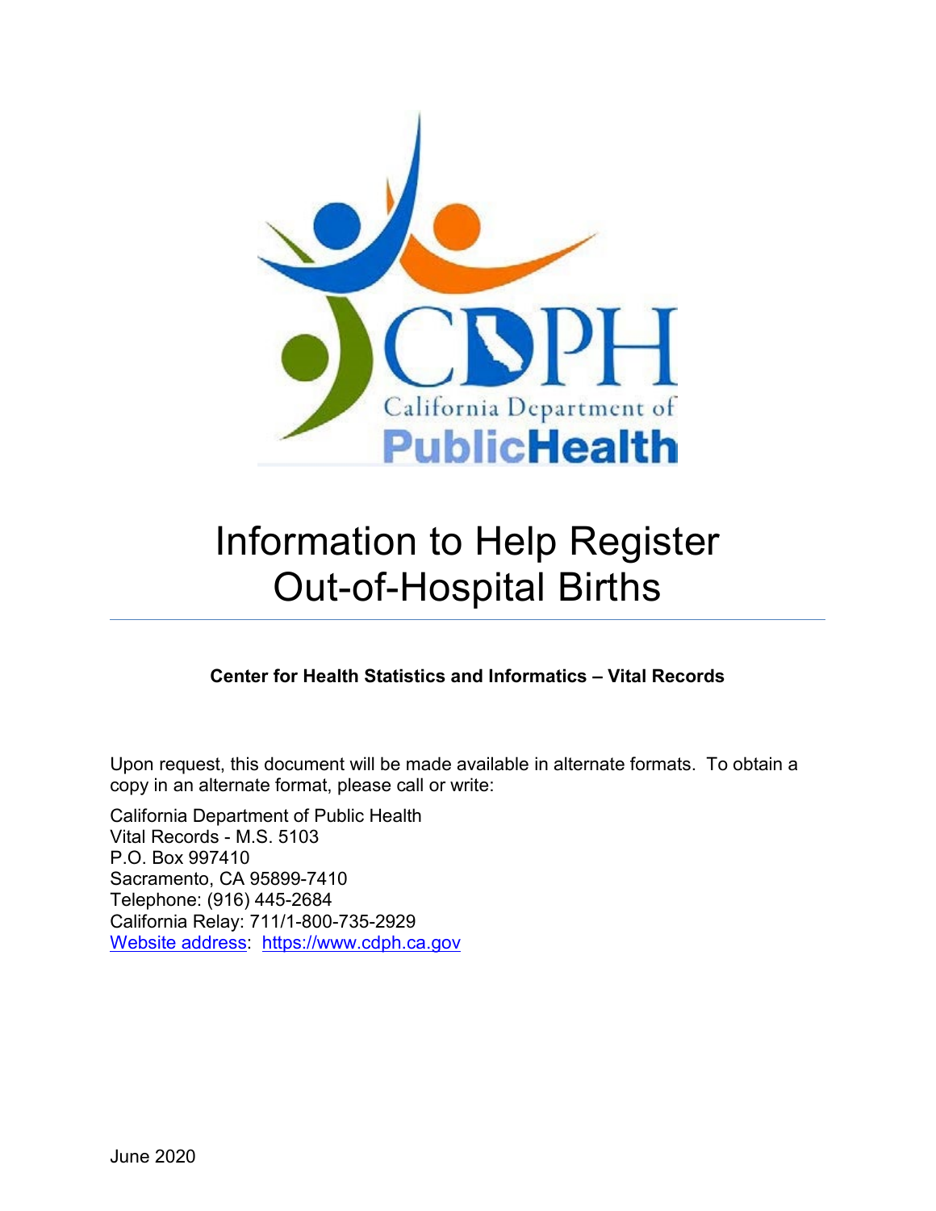# Information to Help Register Out-of-Hospital Births

**Center for Health Statistics and Informatics – Vital Records**

Upon request, this document will be made available in alternate formats. To obtain a copy in an alternate format, please call or write:

California Department of Public Health
Vital Records - M.S. 5103
P.O. Box 997410
Sacramento, CA 95899-7410
Telephone: (916) 445-2684
California Relay: 711/1-800-735-2929
Website address: https://www.cdph.ca.gov

June 2020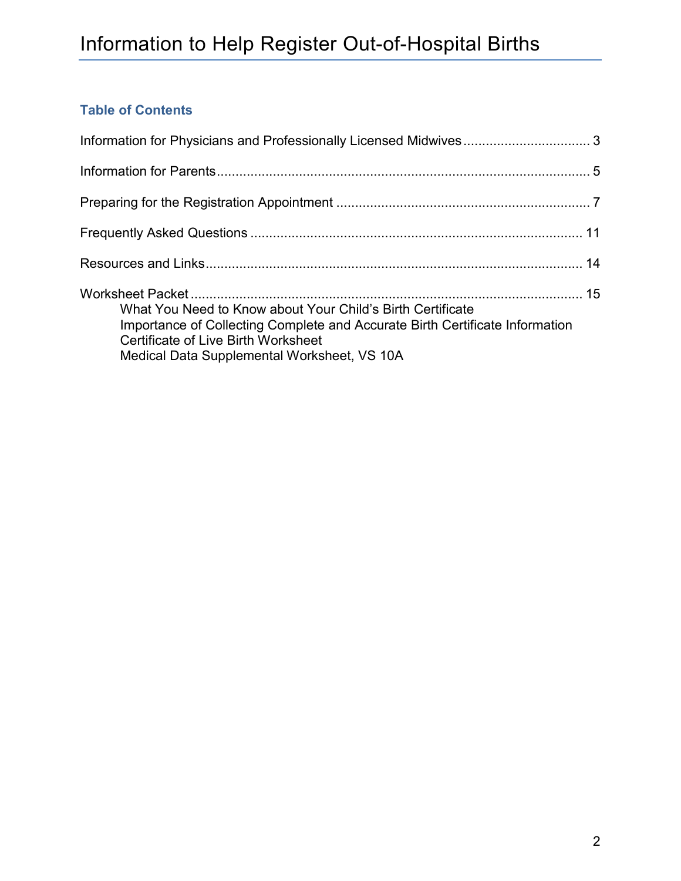# Information to Help Register Out-of-Hospital Births

### Table of Contents

Information for Physicians and Professionally Licensed Midwives .................................. 3

Information for Parents .................................................................................................... 5

Preparing for the Registration Appointment .................................................................... 7

Frequently Asked Questions ......................................................................................... 11

Resources and Links ..................................................................................................... 14

Worksheet Packet ......................................................................................................... 15

- What You Need to Know about Your Child's Birth Certificate
- Importance of Collecting Complete and Accurate Birth Certificate Information
- Certificate of Live Birth Worksheet
- Medical Data Supplemental Worksheet, VS 10A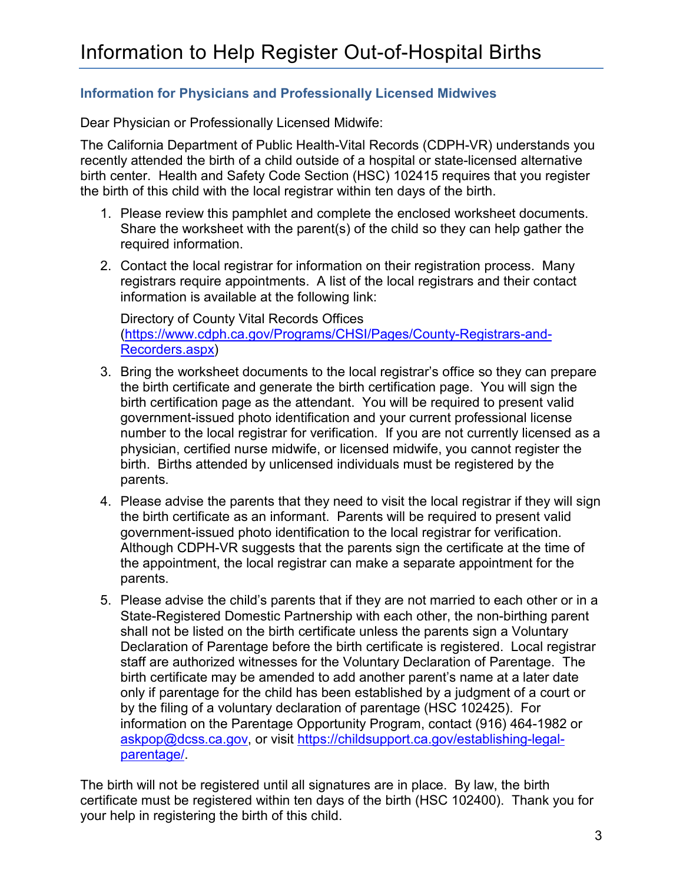# Information to Help Register Out-of-Hospital Births

## Information for Physicians and Professionally Licensed Midwives

Dear Physician or Professionally Licensed Midwife:

The California Department of Public Health-Vital Records (CDPH-VR) understands you recently attended the birth of a child outside of a hospital or state-licensed alternative birth center. Health and Safety Code Section (HSC) 102415 requires that you register the birth of this child with the local registrar within ten days of the birth.

1. Please review this pamphlet and complete the enclosed worksheet documents. Share the worksheet with the parent(s) of the child so they can help gather the required information.
2. Contact the local registrar for information on their registration process. Many registrars require appointments. A list of the local registrars and their contact information is available at the following link:

   Directory of County Vital Records Offices ([https://www.cdph.ca.gov/Programs/CHSI/Pages/County-Registrars-and-Recorders.aspx](https://www.cdph.ca.gov/Programs/CHSI/Pages/County-Registrars-and-Recorders.aspx))
3. Bring the worksheet documents to the local registrar's office so they can prepare the birth certificate and generate the birth certification page. You will sign the birth certification page as the attendant. You will be required to present valid government-issued photo identification and your current professional license number to the local registrar for verification. If you are not currently licensed as a physician, certified nurse midwife, or licensed midwife, you cannot register the birth. Births attended by unlicensed individuals must be registered by the parents.
4. Please advise the parents that they need to visit the local registrar if they will sign the birth certificate as an informant. Parents will be required to present valid government-issued photo identification to the local registrar for verification. Although CDPH-VR suggests that the parents sign the certificate at the time of the appointment, the local registrar can make a separate appointment for the parents.
5. Please advise the child's parents that if they are not married to each other or in a State-Registered Domestic Partnership with each other, the non-birthing parent shall not be listed on the birth certificate unless the parents sign a Voluntary Declaration of Parentage before the birth certificate is registered. Local registrar staff are authorized witnesses for the Voluntary Declaration of Parentage. The birth certificate may be amended to add another parent's name at a later date only if parentage for the child has been established by a judgment of a court or by the filing of a voluntary declaration of parentage (HSC 102425). For information on the Parentage Opportunity Program, contact (916) 464-1982 or [askpop@dcss.ca.gov](mailto:askpop@dcss.ca.gov), or visit [https://childsupport.ca.gov/establishing-legal-parentage/](https://childsupport.ca.gov/establishing-legal-parentage/).

The birth will not be registered until all signatures are in place. By law, the birth certificate must be registered within ten days of the birth (HSC 102400). Thank you for your help in registering the birth of this child.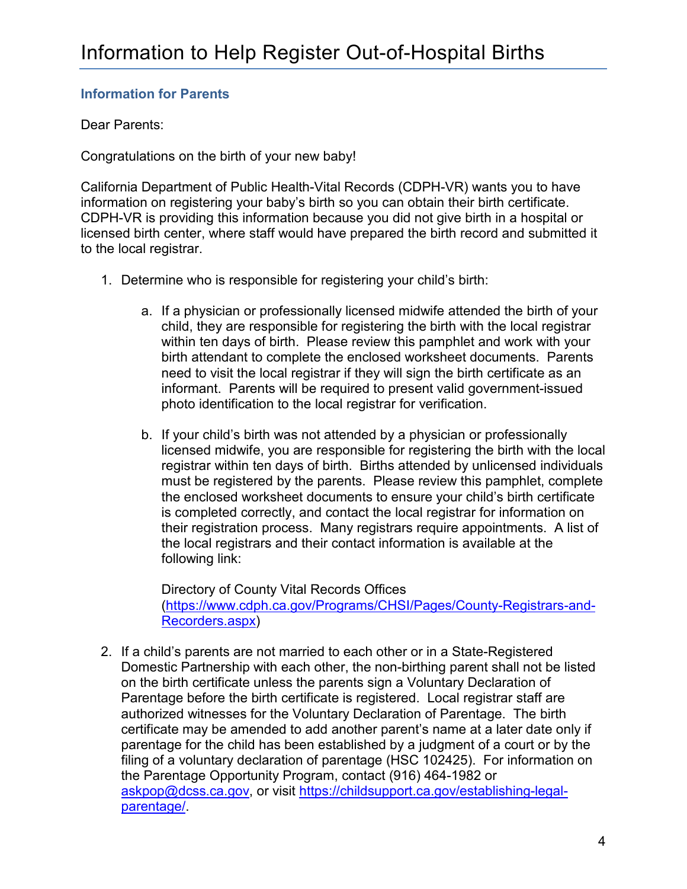# Information to Help Register Out-of-Hospital Births

### Information for Parents

Dear Parents:

Congratulations on the birth of your new baby!

California Department of Public Health-Vital Records (CDPH-VR) wants you to have information on registering your baby's birth so you can obtain their birth certificate. CDPH-VR is providing this information because you did not give birth in a hospital or licensed birth center, where staff would have prepared the birth record and submitted it to the local registrar.

1. Determine who is responsible for registering your child's birth:

   a. If a physician or professionally licensed midwife attended the birth of your child, they are responsible for registering the birth with the local registrar within ten days of birth. Please review this pamphlet and work with your birth attendant to complete the enclosed worksheet documents. Parents need to visit the local registrar if they will sign the birth certificate as an informant. Parents will be required to present valid government-issued photo identification to the local registrar for verification.

   b. If your child's birth was not attended by a physician or professionally licensed midwife, you are responsible for registering the birth with the local registrar within ten days of birth. Births attended by unlicensed individuals must be registered by the parents. Please review this pamphlet, complete the enclosed worksheet documents to ensure your child's birth certificate is completed correctly, and contact the local registrar for information on their registration process. Many registrars require appointments. A list of the local registrars and their contact information is available at the following link:

      Directory of County Vital Records Offices ([https://www.cdph.ca.gov/Programs/CHSI/Pages/County-Registrars-and-Recorders.aspx](https://www.cdph.ca.gov/Programs/CHSI/Pages/County-Registrars-and-Recorders.aspx))

2. If a child's parents are not married to each other or in a State-Registered Domestic Partnership with each other, the non-birthing parent shall not be listed on the birth certificate unless the parents sign a Voluntary Declaration of Parentage before the birth certificate is registered. Local registrar staff are authorized witnesses for the Voluntary Declaration of Parentage. The birth certificate may be amended to add another parent's name at a later date only if parentage for the child has been established by a judgment of a court or by the filing of a voluntary declaration of parentage (HSC 102425). For information on the Parentage Opportunity Program, contact (916) 464-1982 or [askpop@dcss.ca.gov](mailto:askpop@dcss.ca.gov), or visit [https://childsupport.ca.gov/establishing-legal-parentage/](https://childsupport.ca.gov/establishing-legal-parentage/).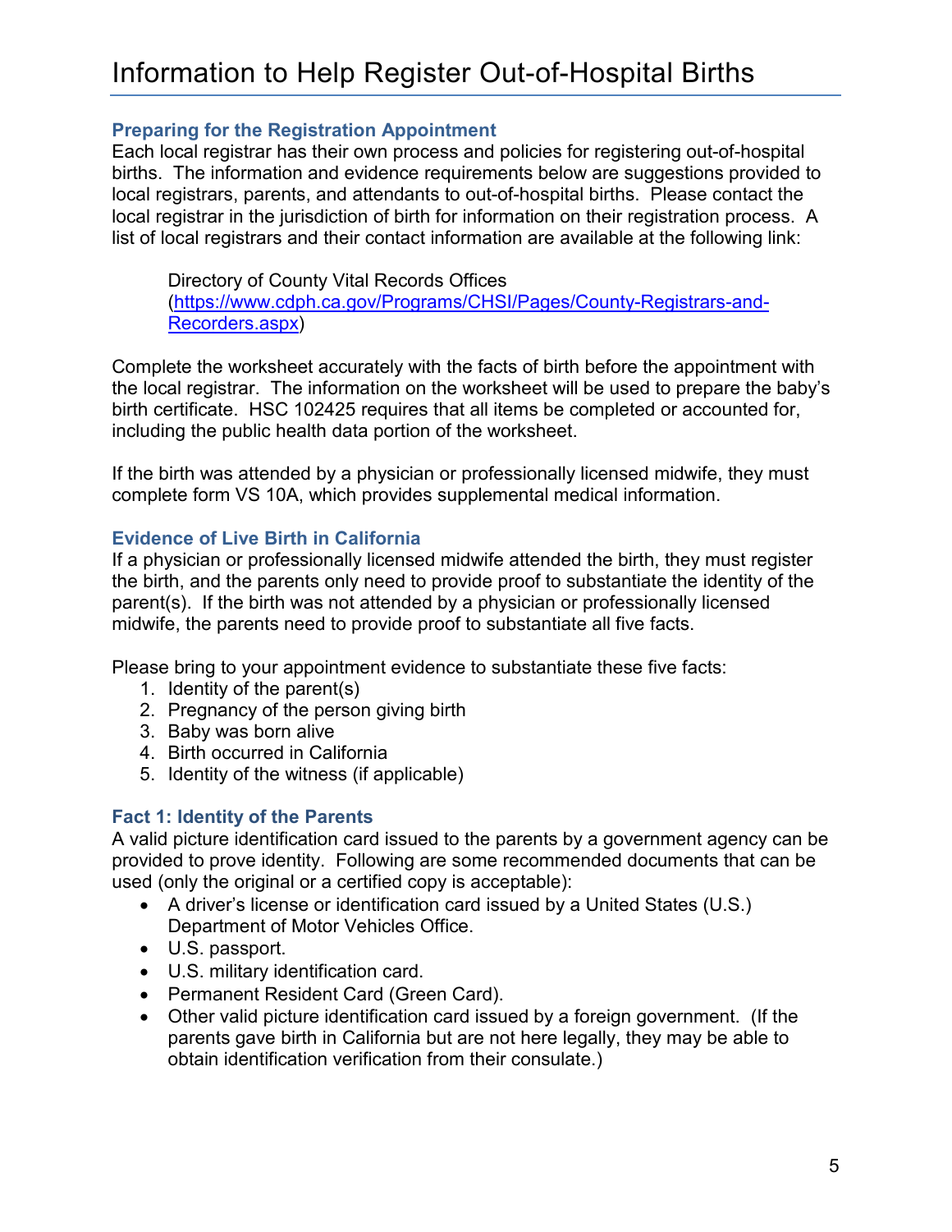# Information to Help Register Out-of-Hospital Births

### Preparing for the Registration Appointment

Each local registrar has their own process and policies for registering out-of-hospital births. The information and evidence requirements below are suggestions provided to local registrars, parents, and attendants to out-of-hospital births. Please contact the local registrar in the jurisdiction of birth for information on their registration process. A list of local registrars and their contact information are available at the following link:

> Directory of County Vital Records Offices ([https://www.cdph.ca.gov/Programs/CHSI/Pages/County-Registrars-and-Recorders.aspx](https://www.cdph.ca.gov/Programs/CHSI/Pages/County-Registrars-and-Recorders.aspx))

Complete the worksheet accurately with the facts of birth before the appointment with the local registrar. The information on the worksheet will be used to prepare the baby's birth certificate. HSC 102425 requires that all items be completed or accounted for, including the public health data portion of the worksheet.

If the birth was attended by a physician or professionally licensed midwife, they must complete form VS 10A, which provides supplemental medical information.

### Evidence of Live Birth in California

If a physician or professionally licensed midwife attended the birth, they must register the birth, and the parents only need to provide proof to substantiate the identity of the parent(s). If the birth was not attended by a physician or professionally licensed midwife, the parents need to provide proof to substantiate all five facts.

Please bring to your appointment evidence to substantiate these five facts:

1. Identity of the parent(s)
2. Pregnancy of the person giving birth
3. Baby was born alive
4. Birth occurred in California
5. Identity of the witness (if applicable)

### Fact 1: Identity of the Parents

A valid picture identification card issued to the parents by a government agency can be provided to prove identity. Following are some recommended documents that can be used (only the original or a certified copy is acceptable):

- A driver's license or identification card issued by a United States (U.S.) Department of Motor Vehicles Office.
- U.S. passport.
- U.S. military identification card.
- Permanent Resident Card (Green Card).
- Other valid picture identification card issued by a foreign government. (If the parents gave birth in California but are not here legally, they may be able to obtain identification verification from their consulate.)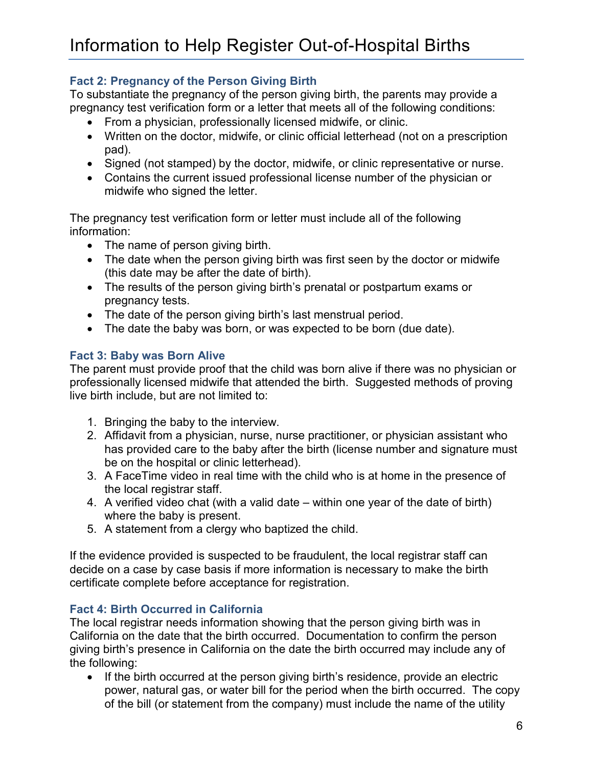## Fact 2: Pregnancy of the Person Giving Birth

To substantiate the pregnancy of the person giving birth, the parents may provide a pregnancy test verification form or a letter that meets all of the following conditions:

- From a physician, professionally licensed midwife, or clinic.
- Written on the doctor, midwife, or clinic official letterhead (not on a prescription pad).
- Signed (not stamped) by the doctor, midwife, or clinic representative or nurse.
- Contains the current issued professional license number of the physician or midwife who signed the letter.

The pregnancy test verification form or letter must include all of the following information:

- The name of person giving birth.
- The date when the person giving birth was first seen by the doctor or midwife (this date may be after the date of birth).
- The results of the person giving birth's prenatal or postpartum exams or pregnancy tests.
- The date of the person giving birth's last menstrual period.
- The date the baby was born, or was expected to be born (due date).

## Fact 3: Baby was Born Alive

The parent must provide proof that the child was born alive if there was no physician or professionally licensed midwife that attended the birth. Suggested methods of proving live birth include, but are not limited to:

1. Bringing the baby to the interview.
2. Affidavit from a physician, nurse, nurse practitioner, or physician assistant who has provided care to the baby after the birth (license number and signature must be on the hospital or clinic letterhead).
3. A FaceTime video in real time with the child who is at home in the presence of the local registrar staff.
4. A verified video chat (with a valid date – within one year of the date of birth) where the baby is present.
5. A statement from a clergy who baptized the child.

If the evidence provided is suspected to be fraudulent, the local registrar staff can decide on a case by case basis if more information is necessary to make the birth certificate complete before acceptance for registration.

## Fact 4: Birth Occurred in California

The local registrar needs information showing that the person giving birth was in California on the date that the birth occurred. Documentation to confirm the person giving birth's presence in California on the date the birth occurred may include any of the following:

- If the birth occurred at the person giving birth's residence, provide an electric power, natural gas, or water bill for the period when the birth occurred. The copy of the bill (or statement from the company) must include the name of the utility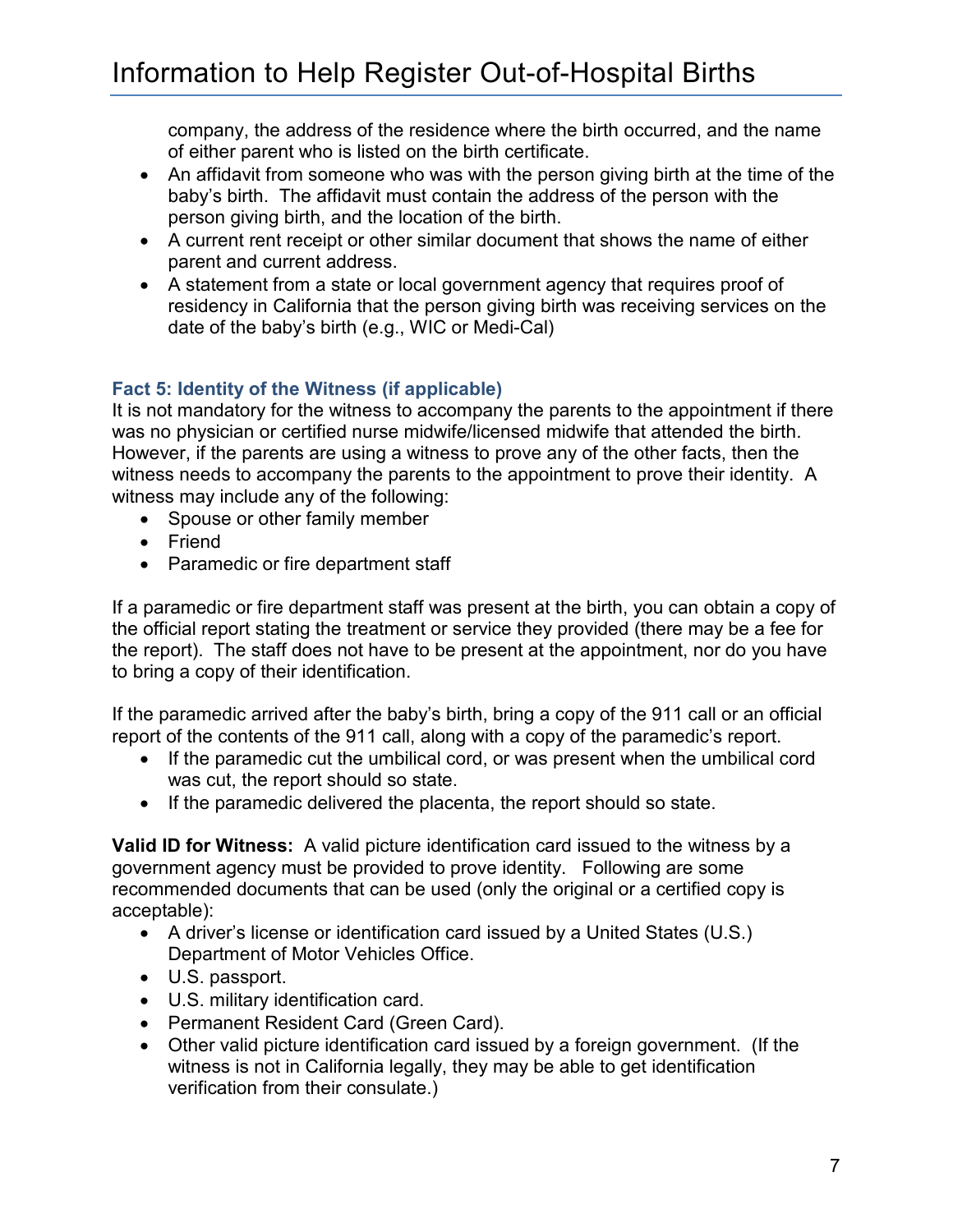company, the address of the residence where the birth occurred, and the name of either parent who is listed on the birth certificate.

- An affidavit from someone who was with the person giving birth at the time of the baby's birth. The affidavit must contain the address of the person with the person giving birth, and the location of the birth.
- A current rent receipt or other similar document that shows the name of either parent and current address.
- A statement from a state or local government agency that requires proof of residency in California that the person giving birth was receiving services on the date of the baby's birth (e.g., WIC or Medi-Cal)

### Fact 5: Identity of the Witness (if applicable)

It is not mandatory for the witness to accompany the parents to the appointment if there was no physician or certified nurse midwife/licensed midwife that attended the birth. However, if the parents are using a witness to prove any of the other facts, then the witness needs to accompany the parents to the appointment to prove their identity. A witness may include any of the following:

- Spouse or other family member
- Friend
- Paramedic or fire department staff

If a paramedic or fire department staff was present at the birth, you can obtain a copy of the official report stating the treatment or service they provided (there may be a fee for the report). The staff does not have to be present at the appointment, nor do you have to bring a copy of their identification.

If the paramedic arrived after the baby's birth, bring a copy of the 911 call or an official report of the contents of the 911 call, along with a copy of the paramedic's report.

- If the paramedic cut the umbilical cord, or was present when the umbilical cord was cut, the report should so state.
- If the paramedic delivered the placenta, the report should so state.

**Valid ID for Witness:** A valid picture identification card issued to the witness by a government agency must be provided to prove identity. Following are some recommended documents that can be used (only the original or a certified copy is acceptable):

- A driver's license or identification card issued by a United States (U.S.) Department of Motor Vehicles Office.
- U.S. passport.
- U.S. military identification card.
- Permanent Resident Card (Green Card).
- Other valid picture identification card issued by a foreign government. (If the witness is not in California legally, they may be able to get identification verification from their consulate.)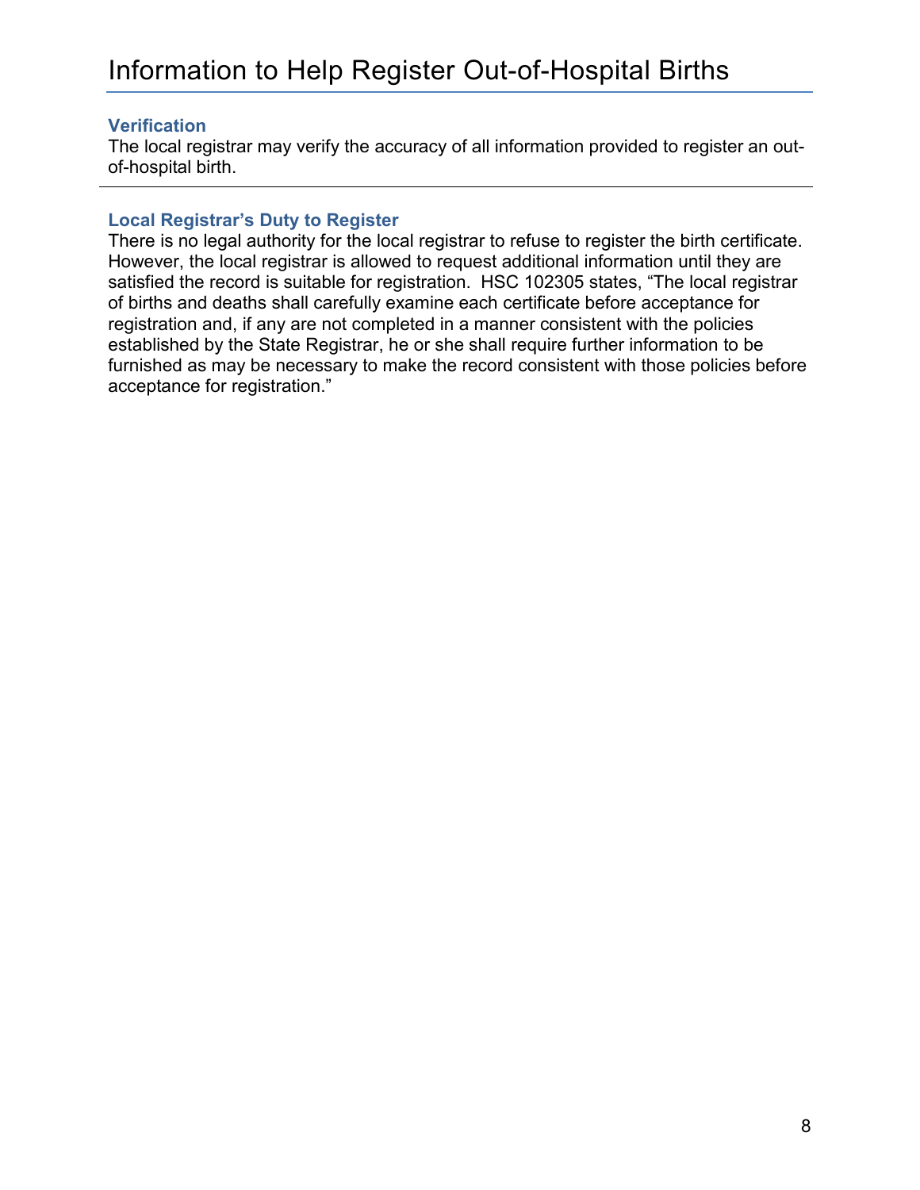# Information to Help Register Out-of-Hospital Births

### Verification

The local registrar may verify the accuracy of all information provided to register an out-of-hospital birth.

---

### Local Registrar's Duty to Register

There is no legal authority for the local registrar to refuse to register the birth certificate. However, the local registrar is allowed to request additional information until they are satisfied the record is suitable for registration. HSC 102305 states, "The local registrar of births and deaths shall carefully examine each certificate before acceptance for registration and, if any are not completed in a manner consistent with the policies established by the State Registrar, he or she shall require further information to be furnished as may be necessary to make the record consistent with those policies before acceptance for registration."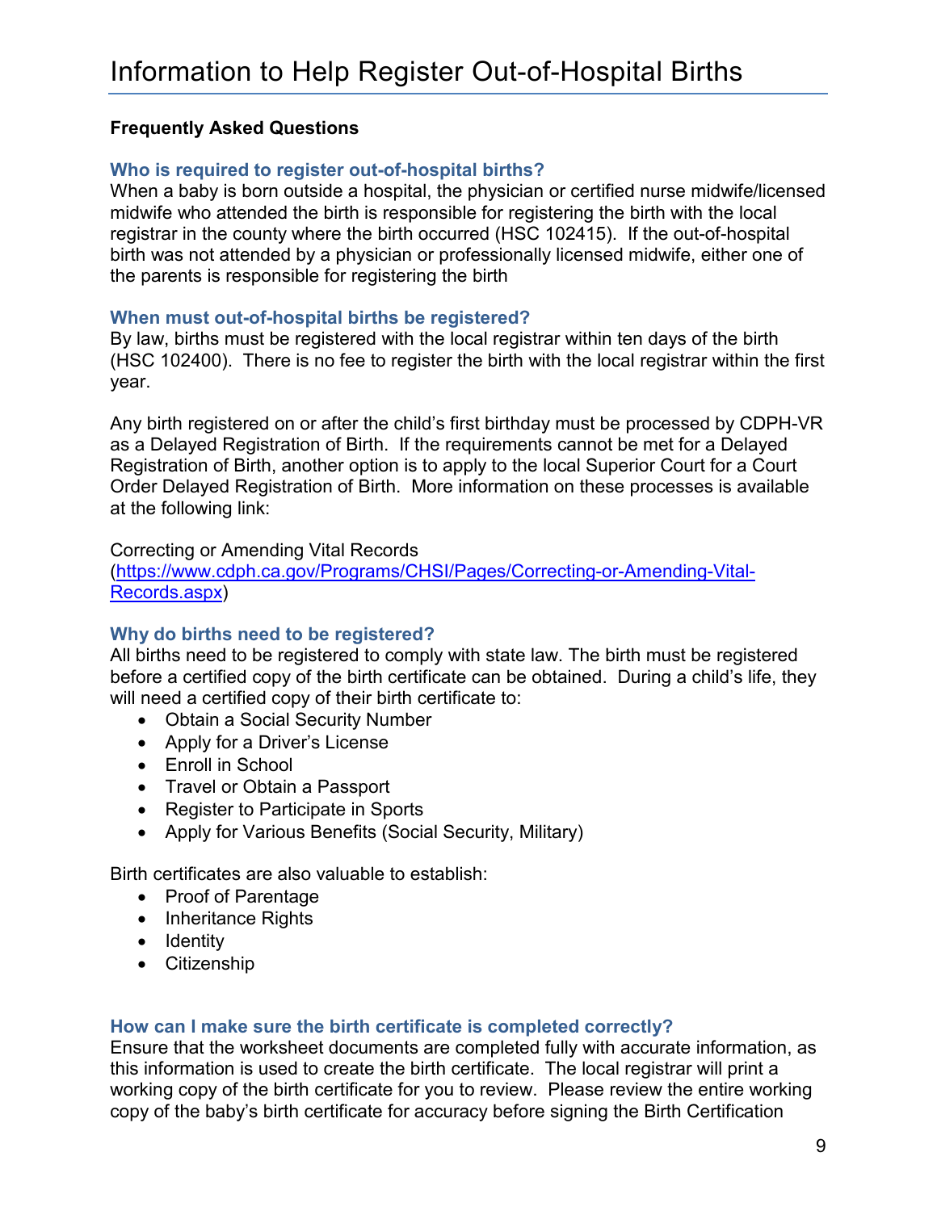# Information to Help Register Out-of-Hospital Births

**Frequently Asked Questions**

### Who is required to register out-of-hospital births?

When a baby is born outside a hospital, the physician or certified nurse midwife/licensed midwife who attended the birth is responsible for registering the birth with the local registrar in the county where the birth occurred (HSC 102415). If the out-of-hospital birth was not attended by a physician or professionally licensed midwife, either one of the parents is responsible for registering the birth

### When must out-of-hospital births be registered?

By law, births must be registered with the local registrar within ten days of the birth (HSC 102400). There is no fee to register the birth with the local registrar within the first year.

Any birth registered on or after the child's first birthday must be processed by CDPH-VR as a Delayed Registration of Birth. If the requirements cannot be met for a Delayed Registration of Birth, another option is to apply to the local Superior Court for a Court Order Delayed Registration of Birth. More information on these processes is available at the following link:

Correcting or Amending Vital Records
([https://www.cdph.ca.gov/Programs/CHSI/Pages/Correcting-or-Amending-Vital-Records.aspx](https://www.cdph.ca.gov/Programs/CHSI/Pages/Correcting-or-Amending-Vital-Records.aspx))

### Why do births need to be registered?

All births need to be registered to comply with state law. The birth must be registered before a certified copy of the birth certificate can be obtained. During a child's life, they will need a certified copy of their birth certificate to:

- Obtain a Social Security Number
- Apply for a Driver's License
- Enroll in School
- Travel or Obtain a Passport
- Register to Participate in Sports
- Apply for Various Benefits (Social Security, Military)

Birth certificates are also valuable to establish:

- Proof of Parentage
- Inheritance Rights
- Identity
- Citizenship

### How can I make sure the birth certificate is completed correctly?

Ensure that the worksheet documents are completed fully with accurate information, as this information is used to create the birth certificate. The local registrar will print a working copy of the birth certificate for you to review. Please review the entire working copy of the baby's birth certificate for accuracy before signing the Birth Certification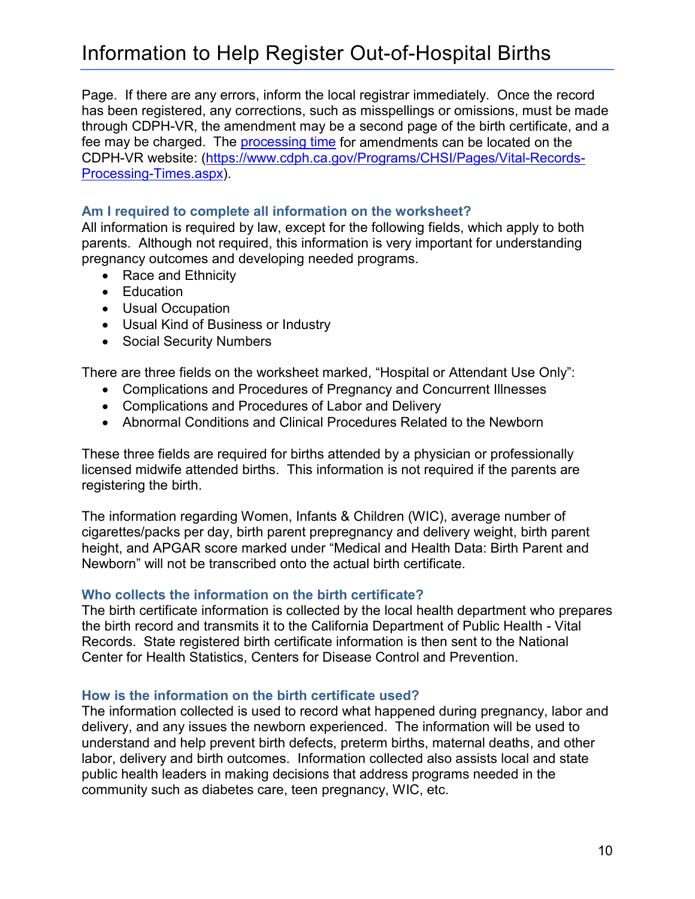Page. If there are any errors, inform the local registrar immediately. Once the record has been registered, any corrections, such as misspellings or omissions, must be made through CDPH-VR, the amendment may be a second page of the birth certificate, and a fee may be charged. The [processing time](https://www.cdph.ca.gov/Programs/CHSI/Pages/Vital-Records-Processing-Times.aspx) for amendments can be located on the CDPH-VR website: (https://www.cdph.ca.gov/Programs/CHSI/Pages/Vital-Records-Processing-Times.aspx).

### Am I required to complete all information on the worksheet?

All information is required by law, except for the following fields, which apply to both parents. Although not required, this information is very important for understanding pregnancy outcomes and developing needed programs.

- Race and Ethnicity
- Education
- Usual Occupation
- Usual Kind of Business or Industry
- Social Security Numbers

There are three fields on the worksheet marked, "Hospital or Attendant Use Only":

- Complications and Procedures of Pregnancy and Concurrent Illnesses
- Complications and Procedures of Labor and Delivery
- Abnormal Conditions and Clinical Procedures Related to the Newborn

These three fields are required for births attended by a physician or professionally licensed midwife attended births. This information is not required if the parents are registering the birth.

The information regarding Women, Infants & Children (WIC), average number of cigarettes/packs per day, birth parent prepregnancy and delivery weight, birth parent height, and APGAR score marked under "Medical and Health Data: Birth Parent and Newborn" will not be transcribed onto the actual birth certificate.

### Who collects the information on the birth certificate?

The birth certificate information is collected by the local health department who prepares the birth record and transmits it to the California Department of Public Health - Vital Records. State registered birth certificate information is then sent to the National Center for Health Statistics, Centers for Disease Control and Prevention.

### How is the information on the birth certificate used?

The information collected is used to record what happened during pregnancy, labor and delivery, and any issues the newborn experienced. The information will be used to understand and help prevent birth defects, preterm births, maternal deaths, and other labor, delivery and birth outcomes. Information collected also assists local and state public health leaders in making decisions that address programs needed in the community such as diabetes care, teen pregnancy, WIC, etc.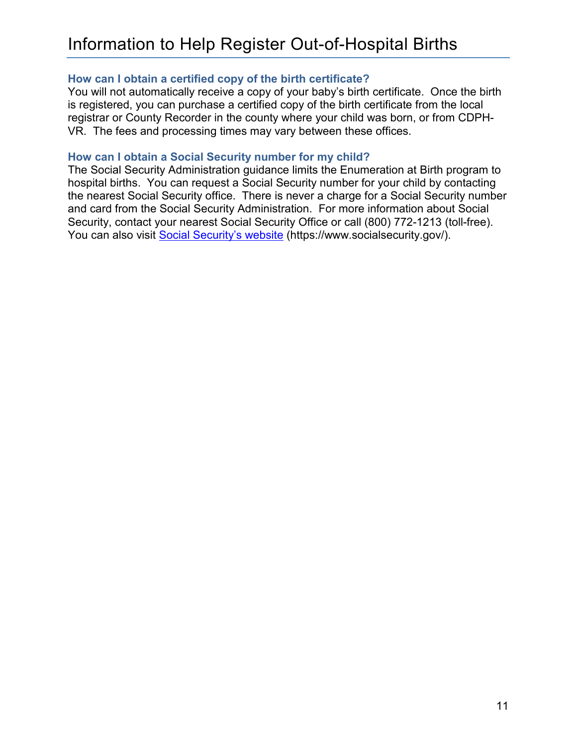# Information to Help Register Out-of-Hospital Births

### How can I obtain a certified copy of the birth certificate?

You will not automatically receive a copy of your baby's birth certificate. Once the birth is registered, you can purchase a certified copy of the birth certificate from the local registrar or County Recorder in the county where your child was born, or from CDPH-VR. The fees and processing times may vary between these offices.

### How can I obtain a Social Security number for my child?

The Social Security Administration guidance limits the Enumeration at Birth program to hospital births. You can request a Social Security number for your child by contacting the nearest Social Security office. There is never a charge for a Social Security number and card from the Social Security Administration. For more information about Social Security, contact your nearest Social Security Office or call (800) 772-1213 (toll-free). You can also visit [Social Security's website](https://www.socialsecurity.gov/) (https://www.socialsecurity.gov/).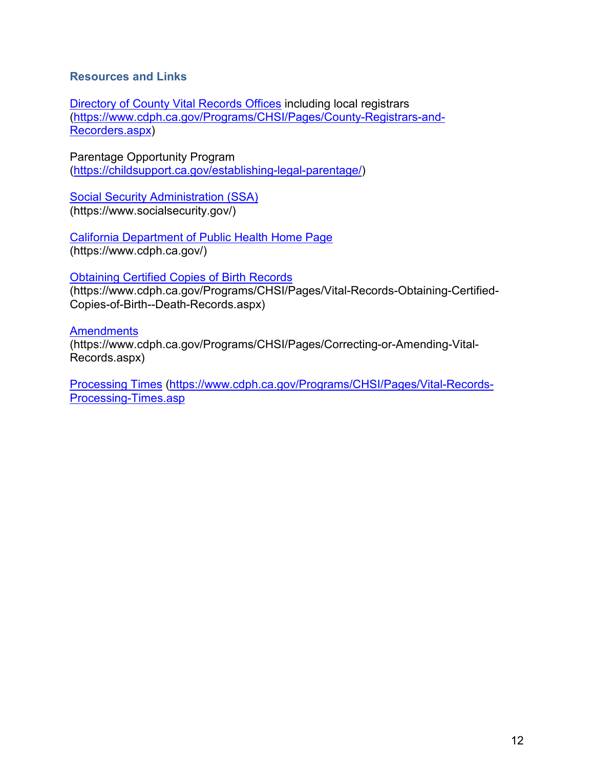## Resources and Links

[Directory of County Vital Records Offices](https://www.cdph.ca.gov/Programs/CHSI/Pages/County-Registrars-and-Recorders.aspx) including local registrars (https://www.cdph.ca.gov/Programs/CHSI/Pages/County-Registrars-and-Recorders.aspx)

Parentage Opportunity Program (https://childsupport.ca.gov/establishing-legal-parentage/)

[Social Security Administration (SSA)](https://www.socialsecurity.gov/) (https://www.socialsecurity.gov/)

[California Department of Public Health Home Page](https://www.cdph.ca.gov/) (https://www.cdph.ca.gov/)

[Obtaining Certified Copies of Birth Records](https://www.cdph.ca.gov/Programs/CHSI/Pages/Vital-Records-Obtaining-Certified-Copies-of-Birth--Death-Records.aspx) (https://www.cdph.ca.gov/Programs/CHSI/Pages/Vital-Records-Obtaining-Certified-Copies-of-Birth--Death-Records.aspx)

[Amendments](https://www.cdph.ca.gov/Programs/CHSI/Pages/Correcting-or-Amending-Vital-Records.aspx) (https://www.cdph.ca.gov/Programs/CHSI/Pages/Correcting-or-Amending-Vital-Records.aspx)

[Processing Times](https://www.cdph.ca.gov/Programs/CHSI/Pages/Vital-Records-Processing-Times.asp) (https://www.cdph.ca.gov/Programs/CHSI/Pages/Vital-Records-Processing-Times.asp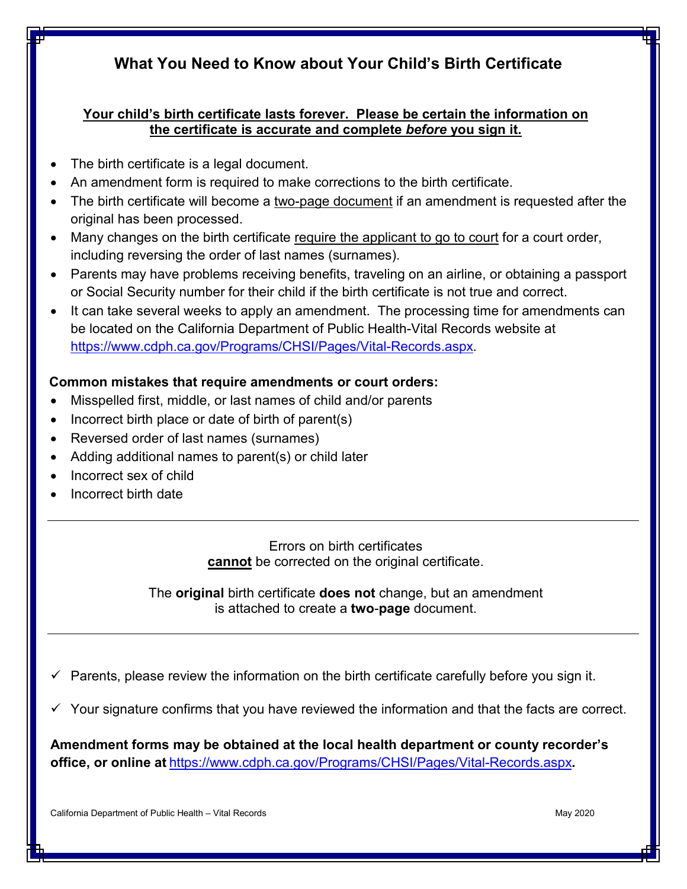# What You Need to Know about Your Child's Birth Certificate

**Your child's birth certificate lasts forever. Please be certain the information on the certificate is accurate and complete *before* you sign it.**

- The birth certificate is a legal document.
- An amendment form is required to make corrections to the birth certificate.
- The birth certificate will become a two-page document if an amendment is requested after the original has been processed.
- Many changes on the birth certificate require the applicant to go to court for a court order, including reversing the order of last names (surnames).
- Parents may have problems receiving benefits, traveling on an airline, or obtaining a passport or Social Security number for their child if the birth certificate is not true and correct.
- It can take several weeks to apply an amendment. The processing time for amendments can be located on the California Department of Public Health-Vital Records website at https://www.cdph.ca.gov/Programs/CHSI/Pages/Vital-Records.aspx.

**Common mistakes that require amendments or court orders:**

- Misspelled first, middle, or last names of child and/or parents
- Incorrect birth place or date of birth of parent(s)
- Reversed order of last names (surnames)
- Adding additional names to parent(s) or child later
- Incorrect sex of child
- Incorrect birth date

---

Errors on birth certificates **cannot** be corrected on the original certificate.

The **original** birth certificate **does not** change, but an amendment is attached to create a **two-page** document.

---

- ✓ Parents, please review the information on the birth certificate carefully before you sign it.
- ✓ Your signature confirms that you have reviewed the information and that the facts are correct.

**Amendment forms may be obtained at the local health department or county recorder's office, or online at https://www.cdph.ca.gov/Programs/CHSI/Pages/Vital-Records.aspx.**

California Department of Public Health – Vital Records May 2020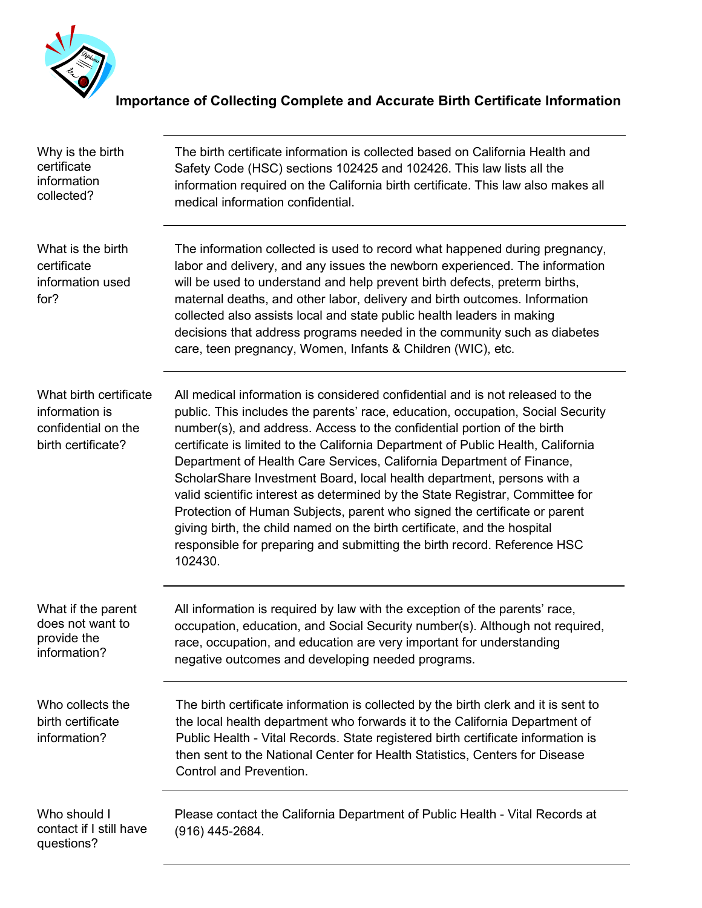# Importance of Collecting Complete and Accurate Birth Certificate Information

| | |
|---|---|
| Why is the birth certificate information collected? | The birth certificate information is collected based on California Health and Safety Code (HSC) sections 102425 and 102426. This law lists all the information required on the California birth certificate. This law also makes all medical information confidential. |
| What is the birth certificate information used for? | The information collected is used to record what happened during pregnancy, labor and delivery, and any issues the newborn experienced. The information will be used to understand and help prevent birth defects, preterm births, maternal deaths, and other labor, delivery and birth outcomes. Information collected also assists local and state public health leaders in making decisions that address programs needed in the community such as diabetes care, teen pregnancy, Women, Infants & Children (WIC), etc. |
| What birth certificate information is confidential on the birth certificate? | All medical information is considered confidential and is not released to the public. This includes the parents' race, education, occupation, Social Security number(s), and address. Access to the confidential portion of the birth certificate is limited to the California Department of Public Health, California Department of Health Care Services, California Department of Finance, ScholarShare Investment Board, local health department, persons with a valid scientific interest as determined by the State Registrar, Committee for Protection of Human Subjects, parent who signed the certificate or parent giving birth, the child named on the birth certificate, and the hospital responsible for preparing and submitting the birth record. Reference HSC 102430. |
| What if the parent does not want to provide the information? | All information is required by law with the exception of the parents' race, occupation, education, and Social Security number(s). Although not required, race, occupation, and education are very important for understanding negative outcomes and developing needed programs. |
| Who collects the birth certificate information? | The birth certificate information is collected by the birth clerk and it is sent to the local health department who forwards it to the California Department of Public Health - Vital Records. State registered birth certificate information is then sent to the National Center for Health Statistics, Centers for Disease Control and Prevention. |
| Who should I contact if I still have questions? | Please contact the California Department of Public Health - Vital Records at (916) 445-2684. |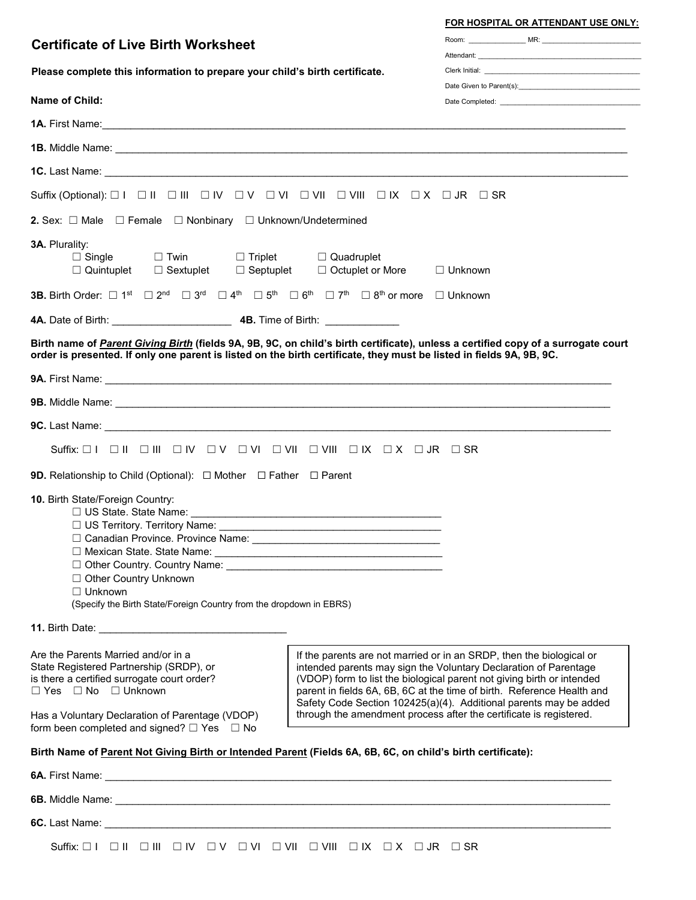**FOR HOSPITAL OR ATTENDANT USE ONLY:**

Room: ______________ MR: ________________________

Attendant: ________________________________________

Clerk Initial: ______________________________________

Date Given to Parent(s): _____________________________

Date Completed: ___________________________________

## Certificate of Live Birth Worksheet

**Please complete this information to prepare your child's birth certificate.**

**Name of Child:**

**1A.** First Name: ______________________________________________________________________________

**1B.** Middle Name: ____________________________________________________________________________

**1C.** Last Name: ______________________________________________________________________________

Suffix (Optional): ☐ I ☐ II ☐ III ☐ IV ☐ V ☐ VI ☐ VII ☐ VIII ☐ IX ☐ X ☐ JR ☐ SR

**2.** Sex: ☐ Male ☐ Female ☐ Nonbinary ☐ Unknown/Undetermined

**3A.** Plurality:

☐ Single ☐ Twin ☐ Triplet ☐ Quadruplet
☐ Quintuplet ☐ Sextuplet ☐ Septuplet ☐ Octuplet or More ☐ Unknown

**3B.** Birth Order: ☐ 1st ☐ 2nd ☐ 3rd ☐ 4th ☐ 5th ☐ 6th ☐ 7th ☐ 8th or more ☐ Unknown

**4A.** Date of Birth: _____________________ **4B.** Time of Birth: _____________

**Birth name of *Parent Giving Birth* (fields 9A, 9B, 9C, on child's birth certificate), unless a certified copy of a surrogate court order is presented. If only one parent is listed on the birth certificate, they must be listed in fields 9A, 9B, 9C.**

**9A.** First Name: ______________________________________________________________________________

**9B.** Middle Name: ____________________________________________________________________________

**9C.** Last Name: ______________________________________________________________________________

Suffix: ☐ I ☐ II ☐ III ☐ IV ☐ V ☐ VI ☐ VII ☐ VIII ☐ IX ☐ X ☐ JR ☐ SR

**9D.** Relationship to Child (Optional): ☐ Mother ☐ Father ☐ Parent

**10.** Birth State/Foreign Country:

☐ US State. State Name: ____________________________________________
☐ US Territory. Territory Name: ______________________________________
☐ Canadian Province. Province Name: _________________________________
☐ Mexican State. State Name: ________________________________________
☐ Other Country. Country Name: ______________________________________
☐ Other Country Unknown
☐ Unknown
(Specify the Birth State/Foreign Country from the dropdown in EBRS)

**11.** Birth Date: ________________________________

Are the Parents Married and/or in a State Registered Partnership (SRDP), or is there a certified surrogate court order?
☐ Yes ☐ No ☐ Unknown

Has a Voluntary Declaration of Parentage (VDOP) form been completed and signed? ☐ Yes ☐ No

> If the parents are not married or in an SRDP, then the biological or intended parents may sign the Voluntary Declaration of Parentage (VDOP) form to list the biological parent not giving birth or intended parent in fields 6A, 6B, 6C at the time of birth. Reference Health and Safety Code Section 102425(a)(4). Additional parents may be added through the amendment process after the certificate is registered.

**Birth Name of Parent Not Giving Birth or Intended Parent (Fields 6A, 6B, 6C, on child's birth certificate):**

**6A.** First Name: ______________________________________________________________________________

**6B.** Middle Name: ____________________________________________________________________________

**6C.** Last Name: ______________________________________________________________________________

Suffix: ☐ I ☐ II ☐ III ☐ IV ☐ V ☐ VI ☐ VII ☐ VIII ☐ IX ☐ X ☐ JR ☐ SR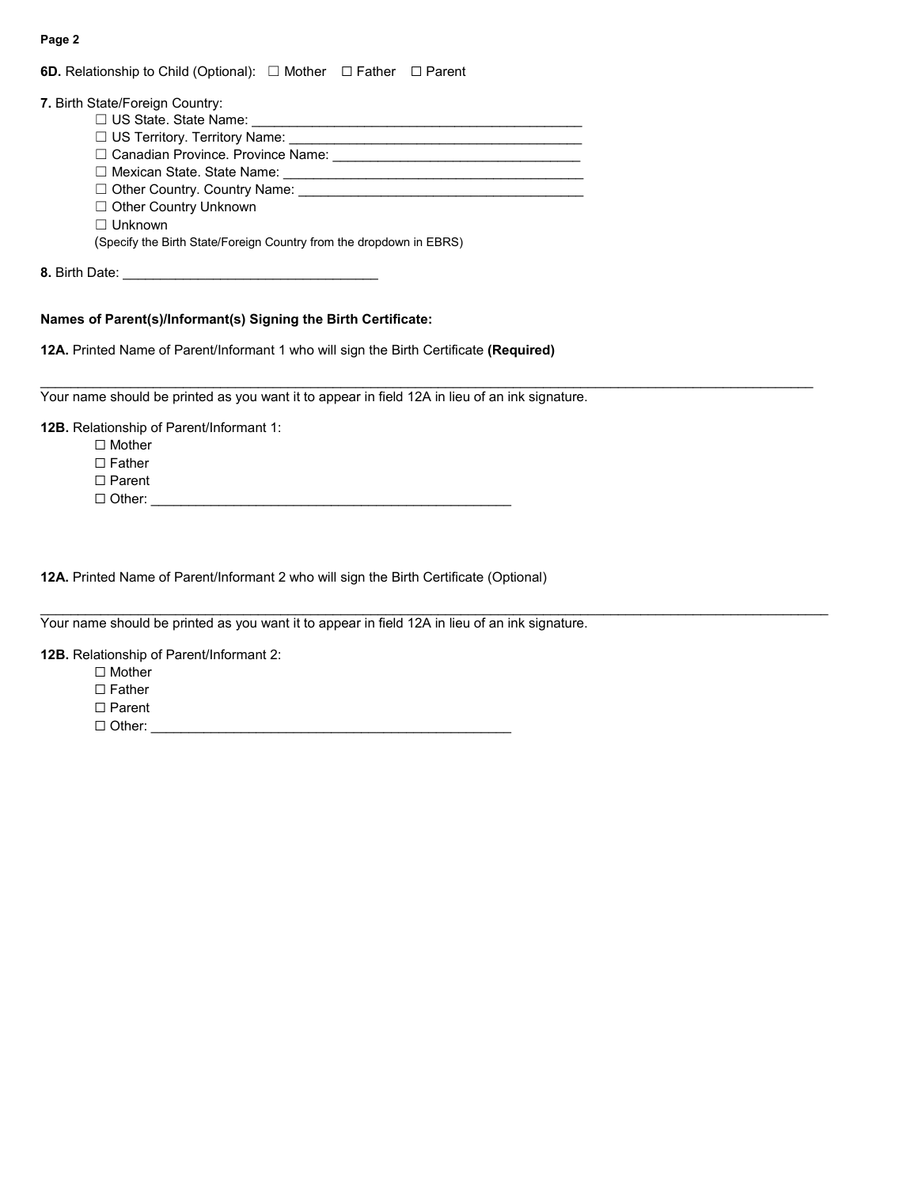**6D.** Relationship to Child (Optional): ☐ Mother ☐ Father ☐ Parent

**7.** Birth State/Foreign Country:

- ☐ US State. State Name: ___________________________________________
- ☐ US Territory. Territory Name: ______________________________________
- ☐ Canadian Province. Province Name: ________________________________
- ☐ Mexican State. State Name: _______________________________________
- ☐ Other Country. Country Name: _____________________________________
- ☐ Other Country Unknown
- ☐ Unknown

(Specify the Birth State/Foreign Country from the dropdown in EBRS)

**8.** Birth Date: _________________________________

**Names of Parent(s)/Informant(s) Signing the Birth Certificate:**

**12A.** Printed Name of Parent/Informant 1 who will sign the Birth Certificate **(Required)**

_____________________________________________________________________________________________

Your name should be printed as you want it to appear in field 12A in lieu of an ink signature.

**12B.** Relationship of Parent/Informant 1:

- ☐ Mother
- ☐ Father
- ☐ Parent
- ☐ Other: ________________________________________________

**12A.** Printed Name of Parent/Informant 2 who will sign the Birth Certificate (Optional)

_____________________________________________________________________________________________

Your name should be printed as you want it to appear in field 12A in lieu of an ink signature.

**12B.** Relationship of Parent/Informant 2:

- ☐ Mother
- ☐ Father
- ☐ Parent
- ☐ Other: ________________________________________________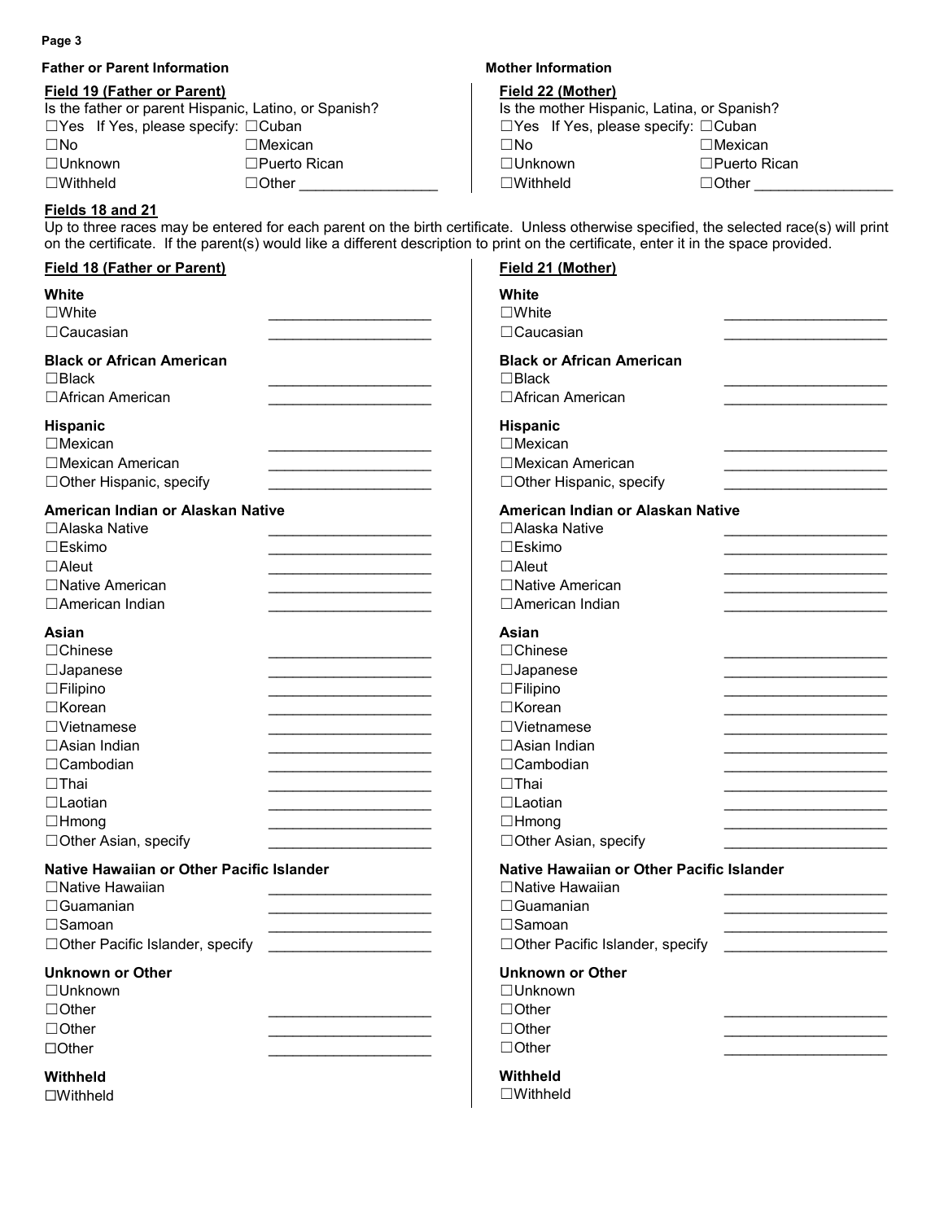**Father or Parent Information**

**Field 19 (Father or Parent)**

Is the father or parent Hispanic, Latino, or Spanish?

☐Yes If Yes, please specify: ☐Cuban
☐No ☐Mexican
☐Unknown ☐Puerto Rican
☐Withheld ☐Other _________________

**Mother Information**

**Field 22 (Mother)**

Is the mother Hispanic, Latina, or Spanish?

☐Yes If Yes, please specify: ☐Cuban
☐No ☐Mexican
☐Unknown ☐Puerto Rican
☐Withheld ☐Other _________________

**Fields 18 and 21**

Up to three races may be entered for each parent on the birth certificate. Unless otherwise specified, the selected race(s) will print on the certificate. If the parent(s) would like a different description to print on the certificate, enter it in the space provided.

**Field 18 (Father or Parent)**

**White**
☐White ____________________
☐Caucasian ____________________

**Black or African American**
☐Black ____________________
☐African American ____________________

**Hispanic**
☐Mexican ____________________
☐Mexican American ____________________
☐Other Hispanic, specify ____________________

**American Indian or Alaskan Native**
☐Alaska Native ____________________
☐Eskimo ____________________
☐Aleut ____________________
☐Native American ____________________
☐American Indian ____________________

**Asian**
☐Chinese ____________________
☐Japanese ____________________
☐Filipino ____________________
☐Korean ____________________
☐Vietnamese ____________________
☐Asian Indian ____________________
☐Cambodian ____________________
☐Thai ____________________
☐Laotian ____________________
☐Hmong ____________________
☐Other Asian, specify ____________________

**Native Hawaiian or Other Pacific Islander**
☐Native Hawaiian ____________________
☐Guamanian ____________________
☐Samoan ____________________
☐Other Pacific Islander, specify ____________________

**Unknown or Other**
☐Unknown
☐Other ____________________
☐Other ____________________
☐Other ____________________

**Withheld**
☐Withheld

**Field 21 (Mother)**

**White**
☐White ____________________
☐Caucasian ____________________

**Black or African American**
☐Black ____________________
☐African American ____________________

**Hispanic**
☐Mexican ____________________
☐Mexican American ____________________
☐Other Hispanic, specify ____________________

**American Indian or Alaskan Native**
☐Alaska Native ____________________
☐Eskimo ____________________
☐Aleut ____________________
☐Native American ____________________
☐American Indian ____________________

**Asian**
☐Chinese ____________________
☐Japanese ____________________
☐Filipino ____________________
☐Korean ____________________
☐Vietnamese ____________________
☐Asian Indian ____________________
☐Cambodian ____________________
☐Thai ____________________
☐Laotian ____________________
☐Hmong ____________________
☐Other Asian, specify ____________________

**Native Hawaiian or Other Pacific Islander**
☐Native Hawaiian ____________________
☐Guamanian ____________________
☐Samoan ____________________
☐Other Pacific Islander, specify ____________________

**Unknown or Other**
☐Unknown
☐Other ____________________
☐Other ____________________
☐Other ____________________

**Withheld**
☐Withheld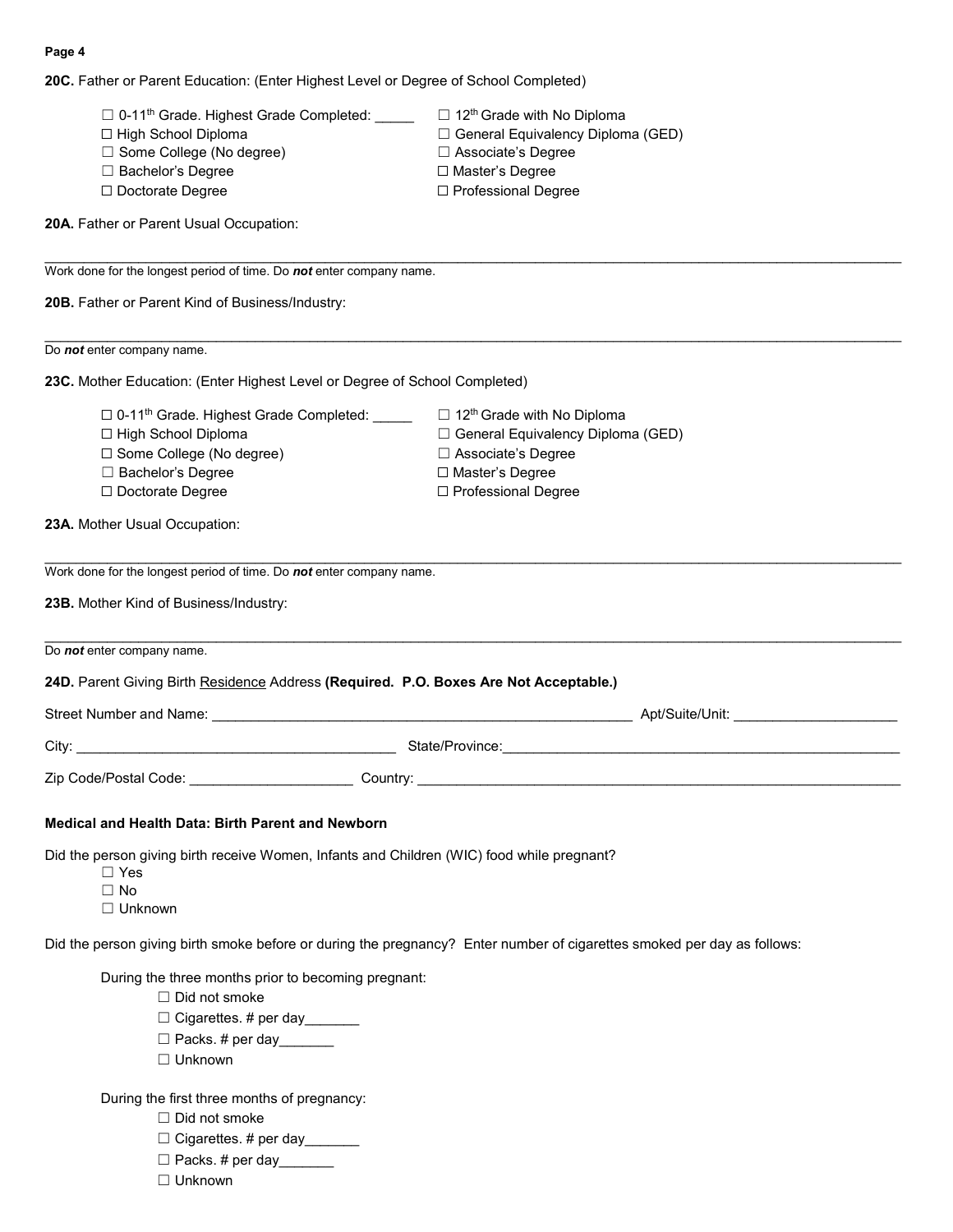**20C.** Father or Parent Education: (Enter Highest Level or Degree of School Completed)

- ☐ 0-11th Grade. Highest Grade Completed: _____
- ☐ 12th Grade with No Diploma
- ☐ High School Diploma
- ☐ General Equivalency Diploma (GED)
- ☐ Some College (No degree)
- ☐ Associate's Degree
- ☐ Bachelor's Degree
- ☐ Master's Degree
- ☐ Doctorate Degree
- ☐ Professional Degree

**20A.** Father or Parent Usual Occupation:

_______________________________________________________________________________

Work done for the longest period of time. Do ***not*** enter company name.

**20B.** Father or Parent Kind of Business/Industry:

_______________________________________________________________________________

Do ***not*** enter company name.

**23C.** Mother Education: (Enter Highest Level or Degree of School Completed)

- ☐ 0-11th Grade. Highest Grade Completed: _____
- ☐ 12th Grade with No Diploma
- ☐ High School Diploma
- ☐ General Equivalency Diploma (GED)
- ☐ Some College (No degree)
- ☐ Associate's Degree
- ☐ Bachelor's Degree
- ☐ Master's Degree
- ☐ Doctorate Degree
- ☐ Professional Degree

**23A.** Mother Usual Occupation:

_______________________________________________________________________________

Work done for the longest period of time. Do ***not*** enter company name.

**23B.** Mother Kind of Business/Industry:

_______________________________________________________________________________

Do ***not*** enter company name.

**24D.** Parent Giving Birth Residence Address **(Required. P.O. Boxes Are Not Acceptable.)**

Street Number and Name: ____________________________________ Apt/Suite/Unit: ________________

City: ______________________________ State/Province: ______________________________

Zip Code/Postal Code: ________________ Country: ______________________________

**Medical and Health Data: Birth Parent and Newborn**

Did the person giving birth receive Women, Infants and Children (WIC) food while pregnant?

- ☐ Yes
- ☐ No
- ☐ Unknown

Did the person giving birth smoke before or during the pregnancy? Enter number of cigarettes smoked per day as follows:

During the three months prior to becoming pregnant:

- ☐ Did not smoke
- ☐ Cigarettes. # per day_______
- ☐ Packs. # per day_______
- ☐ Unknown

During the first three months of pregnancy:

- ☐ Did not smoke
- ☐ Cigarettes. # per day_______
- ☐ Packs. # per day_______
- ☐ Unknown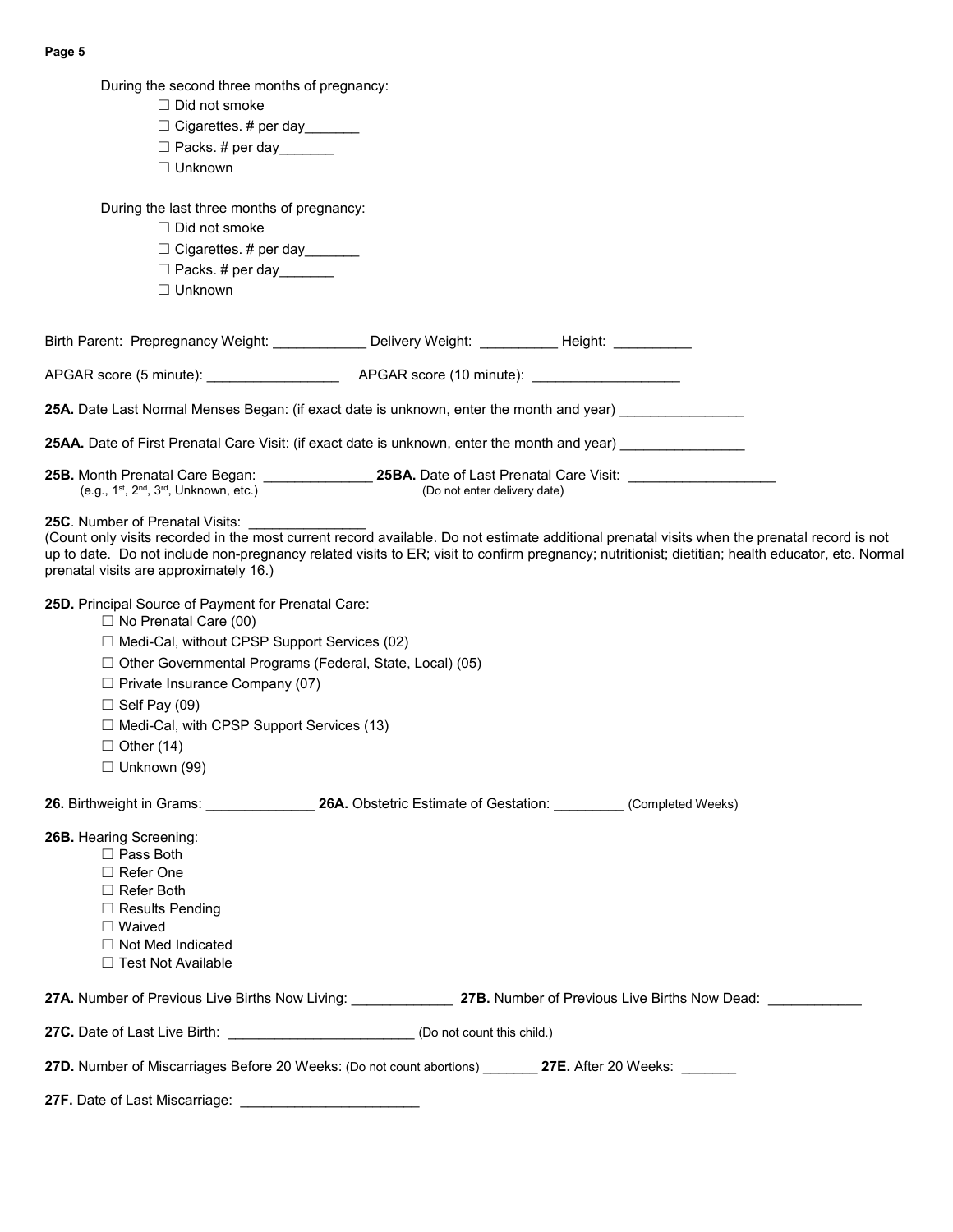During the second three months of pregnancy:

- ☐ Did not smoke
- ☐ Cigarettes. # per day_______
- ☐ Packs. # per day_______
- ☐ Unknown

During the last three months of pregnancy:

- ☐ Did not smoke
- ☐ Cigarettes. # per day_______
- ☐ Packs. # per day_______
- ☐ Unknown

Birth Parent: Prepregnancy Weight: ____________ Delivery Weight: __________ Height: __________

APGAR score (5 minute): _________________ APGAR score (10 minute): ___________________

**25A.** Date Last Normal Menses Began: (if exact date is unknown, enter the month and year) ________________

**25AA.** Date of First Prenatal Care Visit: (if exact date is unknown, enter the month and year) ________________

**25B.** Month Prenatal Care Began: ______________ (e.g., 1st, 2nd, 3rd, Unknown, etc.) **25BA.** Date of Last Prenatal Care Visit: ___________________ (Do not enter delivery date)

**25C**. Number of Prenatal Visits: _______________
(Count only visits recorded in the most current record available. Do not estimate additional prenatal visits when the prenatal record is not up to date. Do not include non-pregnancy related visits to ER; visit to confirm pregnancy; nutritionist; dietitian; health educator, etc. Normal prenatal visits are approximately 16.)

**25D.** Principal Source of Payment for Prenatal Care:

- ☐ No Prenatal Care (00)
- ☐ Medi-Cal, without CPSP Support Services (02)
- ☐ Other Governmental Programs (Federal, State, Local) (05)
- ☐ Private Insurance Company (07)
- ☐ Self Pay (09)
- ☐ Medi-Cal, with CPSP Support Services (13)
- ☐ Other (14)
- ☐ Unknown (99)

**26.** Birthweight in Grams: ______________ **26A.** Obstetric Estimate of Gestation: _________ (Completed Weeks)

**26B.** Hearing Screening:

- ☐ Pass Both
- ☐ Refer One
- ☐ Refer Both
- ☐ Results Pending
- ☐ Waived
- ☐ Not Med Indicated
- ☐ Test Not Available

**27A.** Number of Previous Live Births Now Living: _____________ **27B.** Number of Previous Live Births Now Dead: ____________

**27C.** Date of Last Live Birth: ________________________ (Do not count this child.)

**27D.** Number of Miscarriages Before 20 Weeks: (Do not count abortions) _______ **27E.** After 20 Weeks: _______

**27F.** Date of Last Miscarriage: _______________________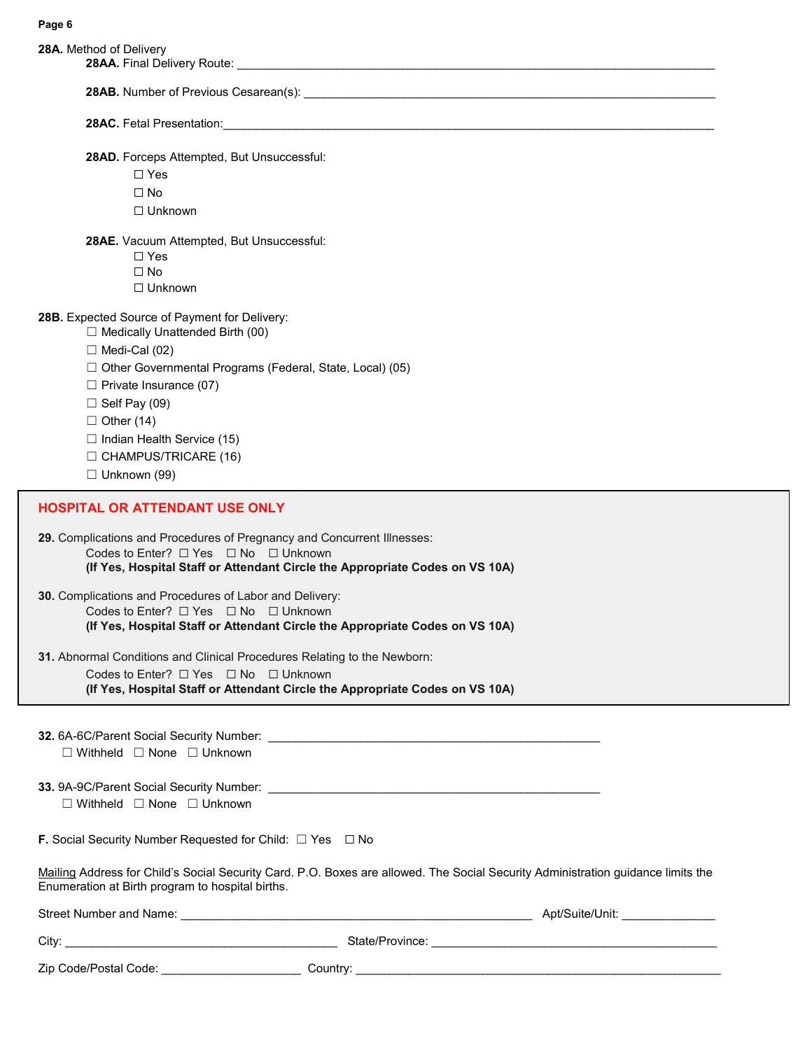**28A.** Method of Delivery

**28AA.** Final Delivery Route: ____________________________________________

**28AB.** Number of Previous Cesarean(s): ____________________________________

**28AC.** Fetal Presentation: _____________________________________________

**28AD.** Forceps Attempted, But Unsuccessful:

- ☐ Yes
- ☐ No
- ☐ Unknown

**28AE.** Vacuum Attempted, But Unsuccessful:

- ☐ Yes
- ☐ No
- ☐ Unknown

**28B.** Expected Source of Payment for Delivery:

- ☐ Medically Unattended Birth (00)
- ☐ Medi-Cal (02)
- ☐ Other Governmental Programs (Federal, State, Local) (05)
- ☐ Private Insurance (07)
- ☐ Self Pay (09)
- ☐ Other (14)
- ☐ Indian Health Service (15)
- ☐ CHAMPUS/TRICARE (16)
- ☐ Unknown (99)

## HOSPITAL OR ATTENDANT USE ONLY

**29.** Complications and Procedures of Pregnancy and Concurrent Illnesses:

Codes to Enter? ☐ Yes ☐ No ☐ Unknown

**(If Yes, Hospital Staff or Attendant Circle the Appropriate Codes on VS 10A)**

**30.** Complications and Procedures of Labor and Delivery:

Codes to Enter? ☐ Yes ☐ No ☐ Unknown

**(If Yes, Hospital Staff or Attendant Circle the Appropriate Codes on VS 10A)**

**31.** Abnormal Conditions and Clinical Procedures Relating to the Newborn:

Codes to Enter? ☐ Yes ☐ No ☐ Unknown

**(If Yes, Hospital Staff or Attendant Circle the Appropriate Codes on VS 10A)**

**32.** 6A-6C/Parent Social Security Number: ______________________________

☐ Withheld ☐ None ☐ Unknown

**33.** 9A-9C/Parent Social Security Number: ______________________________

☐ Withheld ☐ None ☐ Unknown

**F.** Social Security Number Requested for Child: ☐ Yes ☐ No

<u>Mailing</u> Address for Child's Social Security Card. P.O. Boxes are allowed. The Social Security Administration guidance limits the Enumeration at Birth program to hospital births.

Street Number and Name: ______________________________ Apt/Suite/Unit: __________

City: ______________________________ State/Province: ______________________________

Zip Code/Postal Code: ______________ Country: ______________________________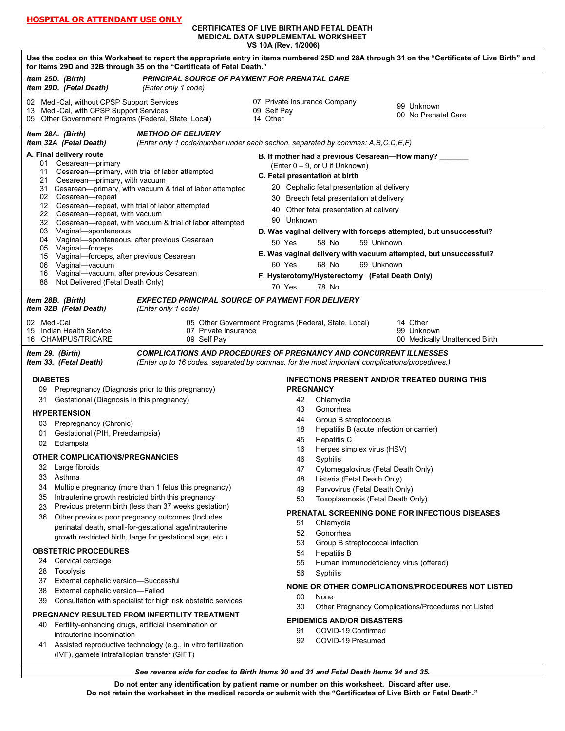**HOSPITAL OR ATTENDANT USE ONLY**

**CERTIFICATES OF LIVE BIRTH AND FETAL DEATH**
**MEDICAL DATA SUPPLEMENTAL WORKSHEET**
**VS 10A (Rev. 1/2006)**

**Use the codes on this Worksheet to report the appropriate entry in items numbered 25D and 28A through 31 on the "Certificate of Live Birth" and for items 29D and 32B through 35 on the "Certificate of Fetal Death."**

***Item 25D. (Birth)***
***Item 29D. (Fetal Death)***

***PRINCIPAL SOURCE OF PAYMENT FOR PRENATAL CARE***
*(Enter only 1 code)*

- 02 Medi-Cal, without CPSP Support Services
- 13 Medi-Cal, with CPSP Support Services
- 05 Other Government Programs (Federal, State, Local)
- 07 Private Insurance Company
- 09 Self Pay
- 14 Other
- 99 Unknown
- 00 No Prenatal Care

***Item 28A. (Birth)***
***Item 32A (Fetal Death)***

***METHOD OF DELIVERY***
*(Enter only 1 code/number under each section, separated by commas: A,B,C,D,E,F)*

**A. Final delivery route**

- 01 Cesarean—primary
- 11 Cesarean—primary, with trial of labor attempted
- 21 Cesarean—primary, with vacuum
- 31 Cesarean—primary, with vacuum & trial of labor attempted
- 02 Cesarean—repeat
- 12 Cesarean—repeat, with trial of labor attempted
- 22 Cesarean—repeat, with vacuum
- 32 Cesarean—repeat, with vacuum & trial of labor attempted
- 03 Vaginal—spontaneous
- 04 Vaginal—spontaneous, after previous Cesarean
- 05 Vaginal—forceps
- 15 Vaginal—forceps, after previous Cesarean
- 06 Vaginal—vacuum
- 16 Vaginal—vacuum, after previous Cesarean
- 88 Not Delivered (Fetal Death Only)

**B. If mother had a previous Cesarean—How many? _______**
(Enter 0 – 9, or U if Unknown)

**C. Fetal presentation at birth**

- 20 Cephalic fetal presentation at delivery
- 30 Breech fetal presentation at delivery
- 40 Other fetal presentation at delivery
- 90 Unknown

**D. Was vaginal delivery with forceps attempted, but unsuccessful?**

50 Yes   58 No   59 Unknown

**E. Was vaginal delivery with vacuum attempted, but unsuccessful?**

60 Yes   68 No   69 Unknown

**F. Hysterotomy/Hysterectomy (Fetal Death Only)**

70 Yes   78 No

***Item 28B. (Birth)***
***Item 32B (Fetal Death)***

***EXPECTED PRINCIPAL SOURCE OF PAYMENT FOR DELIVERY***
*(Enter only 1 code)*

- 02 Medi-Cal
- 15 Indian Health Service
- 16 CHAMPUS/TRICARE
- 05 Other Government Programs (Federal, State, Local)
- 07 Private Insurance
- 09 Self Pay
- 14 Other
- 99 Unknown
- 00 Medically Unattended Birth

***Item 29. (Birth)***
***Item 33. (Fetal Death)***

***COMPLICATIONS AND PROCEDURES OF PREGNANCY AND CONCURRENT ILLNESSES***
*(Enter up to 16 codes, separated by commas, for the most important complications/procedures.)*

**DIABETES**

- 09 Prepregnancy (Diagnosis prior to this pregnancy)
- 31 Gestational (Diagnosis in this pregnancy)

**HYPERTENSION**

- 03 Prepregnancy (Chronic)
- 01 Gestational (PIH, Preeclampsia)
- 02 Eclampsia

**OTHER COMPLICATIONS/PREGNANCIES**

- 32 Large fibroids
- 33 Asthma
- 34 Multiple pregnancy (more than 1 fetus this pregnancy)
- 35 Intrauterine growth restricted birth this pregnancy
- 23 Previous preterm birth (less than 37 weeks gestation)
- 36 Other previous poor pregnancy outcomes (Includes perinatal death, small-for-gestational age/intrauterine growth restricted birth, large for gestational age, etc.)

**OBSTETRIC PROCEDURES**

- 24 Cervical cerclage
- 28 Tocolysis
- 37 External cephalic version—Successful
- 38 External cephalic version—Failed
- 39 Consultation with specialist for high risk obstetric services

**PREGNANCY RESULTED FROM INFERTILITY TREATMENT**

- 40 Fertility-enhancing drugs, artificial insemination or intrauterine insemination
- 41 Assisted reproductive technology (e.g., in vitro fertilization (IVF), gamete intrafallopian transfer (GIFT)

**INFECTIONS PRESENT AND/OR TREATED DURING THIS PREGNANCY**

- 42 Chlamydia
- 43 Gonorrhea
- 44 Group B streptococcus
- 18 Hepatitis B (acute infection or carrier)
- 45 Hepatitis C
- 16 Herpes simplex virus (HSV)
- 46 Syphilis
- 47 Cytomegalovirus (Fetal Death Only)
- 48 Listeria (Fetal Death Only)
- 49 Parvovirus (Fetal Death Only)
- 50 Toxoplasmosis (Fetal Death Only)

**PRENATAL SCREENING DONE FOR INFECTIOUS DISEASES**

- 51 Chlamydia
- 52 Gonorrhea
- 53 Group B streptococcal infection
- 54 Hepatitis B
- 55 Human immunodeficiency virus (offered)
- 56 Syphilis

**NONE OR OTHER COMPLICATIONS/PROCEDURES NOT LISTED**

- 00 None
- 30 Other Pregnancy Complications/Procedures not Listed

**EPIDEMICS AND/OR DISASTERS**

- 91 COVID-19 Confirmed
- 92 COVID-19 Presumed

***See reverse side for codes to Birth Items 30 and 31 and Fetal Death Items 34 and 35.***

**Do not enter any identification by patient name or number on this worksheet. Discard after use.**
**Do not retain the worksheet in the medical records or submit with the "Certificates of Live Birth or Fetal Death."**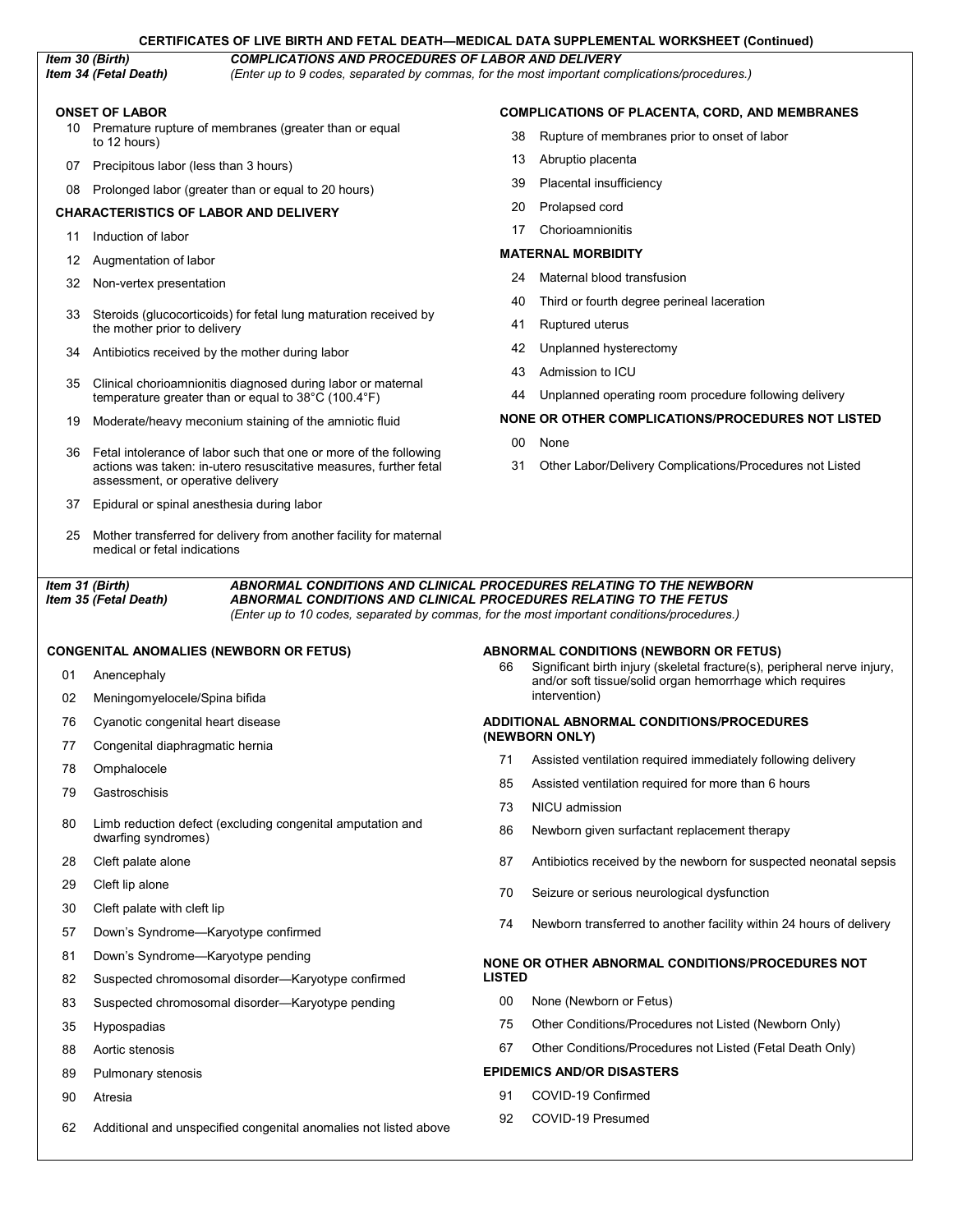## CERTIFICATES OF LIVE BIRTH AND FETAL DEATH—MEDICAL DATA SUPPLEMENTAL WORKSHEET (Continued)

***Item 30 (Birth)*** ***COMPLICATIONS AND PROCEDURES OF LABOR AND DELIVERY***
***Item 34 (Fetal Death)*** *(Enter up to 9 codes, separated by commas, for the most important complications/procedures.)*

**ONSET OF LABOR**

- 10 Premature rupture of membranes (greater than or equal to 12 hours)
- 07 Precipitous labor (less than 3 hours)
- 08 Prolonged labor (greater than or equal to 20 hours)

**CHARACTERISTICS OF LABOR AND DELIVERY**

- 11 Induction of labor
- 12 Augmentation of labor
- 32 Non-vertex presentation
- 33 Steroids (glucocorticoids) for fetal lung maturation received by the mother prior to delivery
- 34 Antibiotics received by the mother during labor
- 35 Clinical chorioamnionitis diagnosed during labor or maternal temperature greater than or equal to 38°C (100.4°F)
- 19 Moderate/heavy meconium staining of the amniotic fluid
- 36 Fetal intolerance of labor such that one or more of the following actions was taken: in-utero resuscitative measures, further fetal assessment, or operative delivery
- 37 Epidural or spinal anesthesia during labor
- 25 Mother transferred for delivery from another facility for maternal medical or fetal indications

**COMPLICATIONS OF PLACENTA, CORD, AND MEMBRANES**

- 38 Rupture of membranes prior to onset of labor
- 13 Abruptio placenta
- 39 Placental insufficiency
- 20 Prolapsed cord
- 17 Chorioamnionitis

**MATERNAL MORBIDITY**

- 24 Maternal blood transfusion
- 40 Third or fourth degree perineal laceration
- 41 Ruptured uterus
- 42 Unplanned hysterectomy
- 43 Admission to ICU
- 44 Unplanned operating room procedure following delivery

**NONE OR OTHER COMPLICATIONS/PROCEDURES NOT LISTED**

- 00 None
- 31 Other Labor/Delivery Complications/Procedures not Listed

***Item 31 (Birth)*** ***ABNORMAL CONDITIONS AND CLINICAL PROCEDURES RELATING TO THE NEWBORN***
***Item 35 (Fetal Death)*** ***ABNORMAL CONDITIONS AND CLINICAL PROCEDURES RELATING TO THE FETUS***
*(Enter up to 10 codes, separated by commas, for the most important conditions/procedures.)*

**CONGENITAL ANOMALIES (NEWBORN OR FETUS)**

- 01 Anencephaly
- 02 Meningomyelocele/Spina bifida
- 76 Cyanotic congenital heart disease
- 77 Congenital diaphragmatic hernia
- 78 Omphalocele
- 79 Gastroschisis
- 80 Limb reduction defect (excluding congenital amputation and dwarfing syndromes)
- 28 Cleft palate alone
- 29 Cleft lip alone
- 30 Cleft palate with cleft lip
- 57 Down's Syndrome—Karyotype confirmed
- 81 Down's Syndrome—Karyotype pending
- 82 Suspected chromosomal disorder—Karyotype confirmed
- 83 Suspected chromosomal disorder—Karyotype pending
- 35 Hypospadias
- 88 Aortic stenosis
- 89 Pulmonary stenosis
- 90 Atresia
- 62 Additional and unspecified congenital anomalies not listed above

**ABNORMAL CONDITIONS (NEWBORN OR FETUS)**

- 66 Significant birth injury (skeletal fracture(s), peripheral nerve injury, and/or soft tissue/solid organ hemorrhage which requires intervention)

**ADDITIONAL ABNORMAL CONDITIONS/PROCEDURES (NEWBORN ONLY)**

- 71 Assisted ventilation required immediately following delivery
- 85 Assisted ventilation required for more than 6 hours
- 73 NICU admission
- 86 Newborn given surfactant replacement therapy
- 87 Antibiotics received by the newborn for suspected neonatal sepsis
- 70 Seizure or serious neurological dysfunction
- 74 Newborn transferred to another facility within 24 hours of delivery

**NONE OR OTHER ABNORMAL CONDITIONS/PROCEDURES NOT LISTED**

- 00 None (Newborn or Fetus)
- 75 Other Conditions/Procedures not Listed (Newborn Only)
- 67 Other Conditions/Procedures not Listed (Fetal Death Only)

**EPIDEMICS AND/OR DISASTERS**

- 91 COVID-19 Confirmed
- 92 COVID-19 Presumed